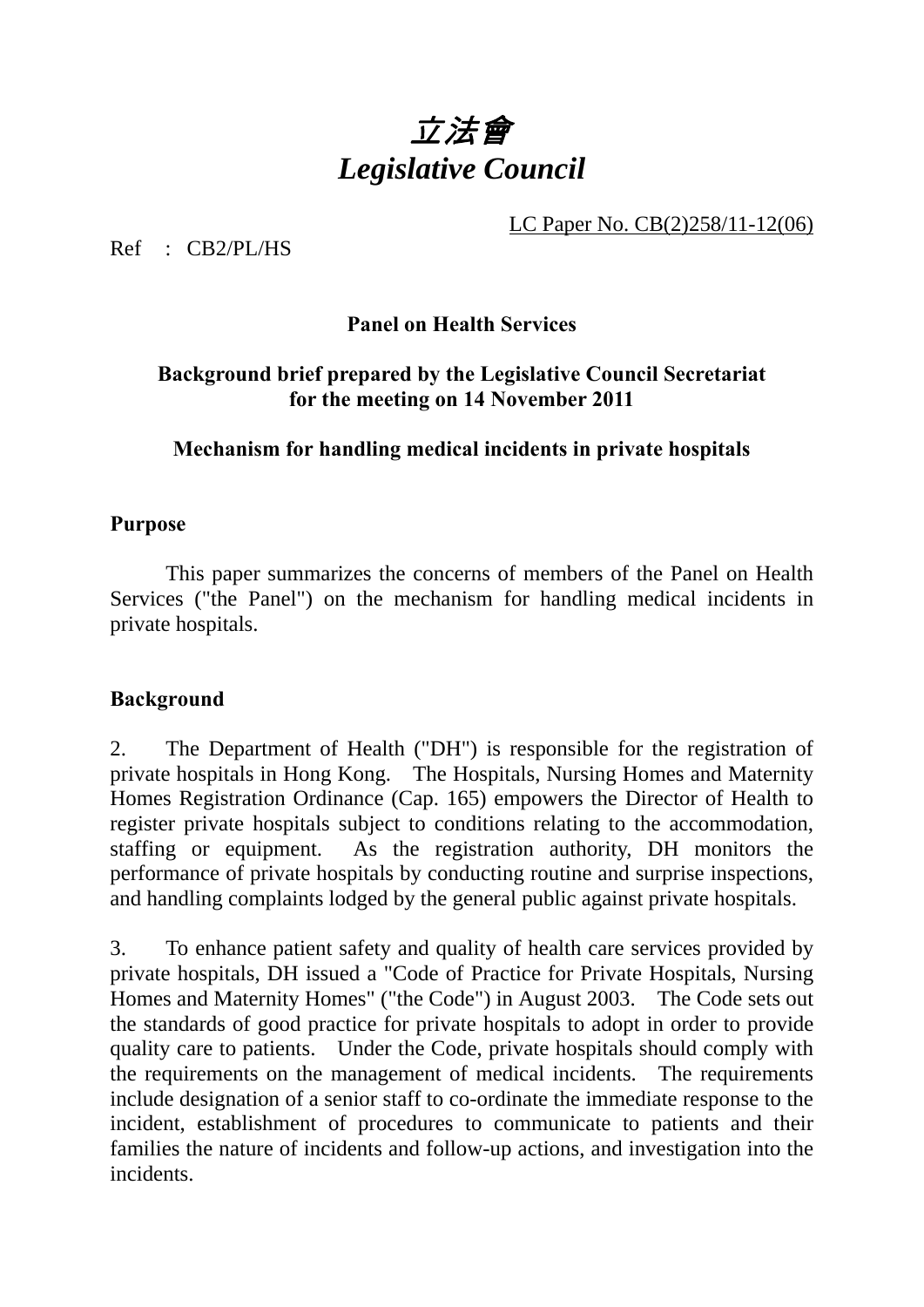# *立法會*
# *Legislative Council*

LC Paper No. CB(2)258/11-12(06)

Ref : CB2/PL/HS

**Panel on Health Services**

**Background brief prepared by the Legislative Council Secretariat for the meeting on 14 November 2011**

**Mechanism for handling medical incidents in private hospitals**

## Purpose

This paper summarizes the concerns of members of the Panel on Health Services ("the Panel") on the mechanism for handling medical incidents in private hospitals.

## Background

2. The Department of Health ("DH") is responsible for the registration of private hospitals in Hong Kong. The Hospitals, Nursing Homes and Maternity Homes Registration Ordinance (Cap. 165) empowers the Director of Health to register private hospitals subject to conditions relating to the accommodation, staffing or equipment. As the registration authority, DH monitors the performance of private hospitals by conducting routine and surprise inspections, and handling complaints lodged by the general public against private hospitals.

3. To enhance patient safety and quality of health care services provided by private hospitals, DH issued a "Code of Practice for Private Hospitals, Nursing Homes and Maternity Homes" ("the Code") in August 2003. The Code sets out the standards of good practice for private hospitals to adopt in order to provide quality care to patients. Under the Code, private hospitals should comply with the requirements on the management of medical incidents. The requirements include designation of a senior staff to co-ordinate the immediate response to the incident, establishment of procedures to communicate to patients and their families the nature of incidents and follow-up actions, and investigation into the incidents.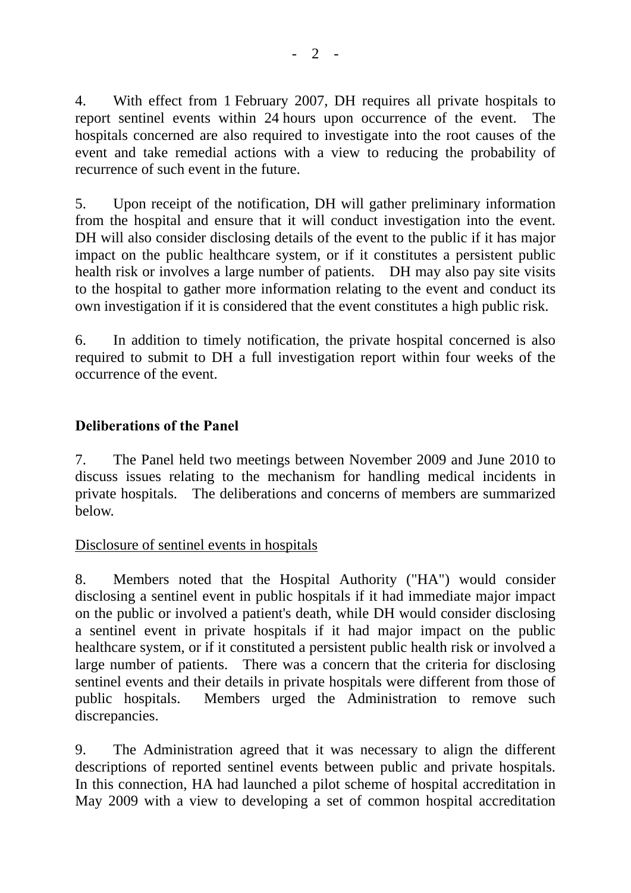4. With effect from 1 February 2007, DH requires all private hospitals to report sentinel events within 24 hours upon occurrence of the event. The hospitals concerned are also required to investigate into the root causes of the event and take remedial actions with a view to reducing the probability of recurrence of such event in the future.

5. Upon receipt of the notification, DH will gather preliminary information from the hospital and ensure that it will conduct investigation into the event. DH will also consider disclosing details of the event to the public if it has major impact on the public healthcare system, or if it constitutes a persistent public health risk or involves a large number of patients. DH may also pay site visits to the hospital to gather more information relating to the event and conduct its own investigation if it is considered that the event constitutes a high public risk.

6. In addition to timely notification, the private hospital concerned is also required to submit to DH a full investigation report within four weeks of the occurrence of the event.

**Deliberations of the Panel**

7. The Panel held two meetings between November 2009 and June 2010 to discuss issues relating to the mechanism for handling medical incidents in private hospitals. The deliberations and concerns of members are summarized below.

Disclosure of sentinel events in hospitals

8. Members noted that the Hospital Authority ("HA") would consider disclosing a sentinel event in public hospitals if it had immediate major impact on the public or involved a patient's death, while DH would consider disclosing a sentinel event in private hospitals if it had major impact on the public healthcare system, or if it constituted a persistent public health risk or involved a large number of patients. There was a concern that the criteria for disclosing sentinel events and their details in private hospitals were different from those of public hospitals. Members urged the Administration to remove such discrepancies.

9. The Administration agreed that it was necessary to align the different descriptions of reported sentinel events between public and private hospitals. In this connection, HA had launched a pilot scheme of hospital accreditation in May 2009 with a view to developing a set of common hospital accreditation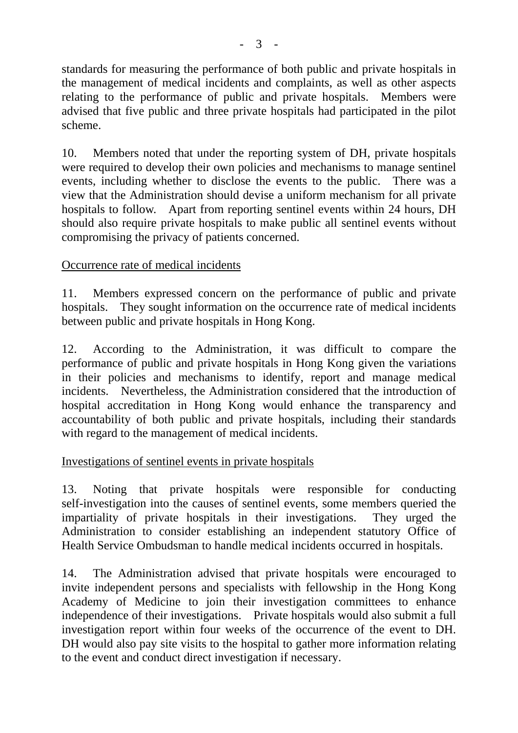standards for measuring the performance of both public and private hospitals in the management of medical incidents and complaints, as well as other aspects relating to the performance of public and private hospitals. Members were advised that five public and three private hospitals had participated in the pilot scheme.

10. Members noted that under the reporting system of DH, private hospitals were required to develop their own policies and mechanisms to manage sentinel events, including whether to disclose the events to the public. There was a view that the Administration should devise a uniform mechanism for all private hospitals to follow. Apart from reporting sentinel events within 24 hours, DH should also require private hospitals to make public all sentinel events without compromising the privacy of patients concerned.

<u>Occurrence rate of medical incidents</u>

11. Members expressed concern on the performance of public and private hospitals. They sought information on the occurrence rate of medical incidents between public and private hospitals in Hong Kong.

12. According to the Administration, it was difficult to compare the performance of public and private hospitals in Hong Kong given the variations in their policies and mechanisms to identify, report and manage medical incidents. Nevertheless, the Administration considered that the introduction of hospital accreditation in Hong Kong would enhance the transparency and accountability of both public and private hospitals, including their standards with regard to the management of medical incidents.

<u>Investigations of sentinel events in private hospitals</u>

13. Noting that private hospitals were responsible for conducting self-investigation into the causes of sentinel events, some members queried the impartiality of private hospitals in their investigations. They urged the Administration to consider establishing an independent statutory Office of Health Service Ombudsman to handle medical incidents occurred in hospitals.

14. The Administration advised that private hospitals were encouraged to invite independent persons and specialists with fellowship in the Hong Kong Academy of Medicine to join their investigation committees to enhance independence of their investigations. Private hospitals would also submit a full investigation report within four weeks of the occurrence of the event to DH. DH would also pay site visits to the hospital to gather more information relating to the event and conduct direct investigation if necessary.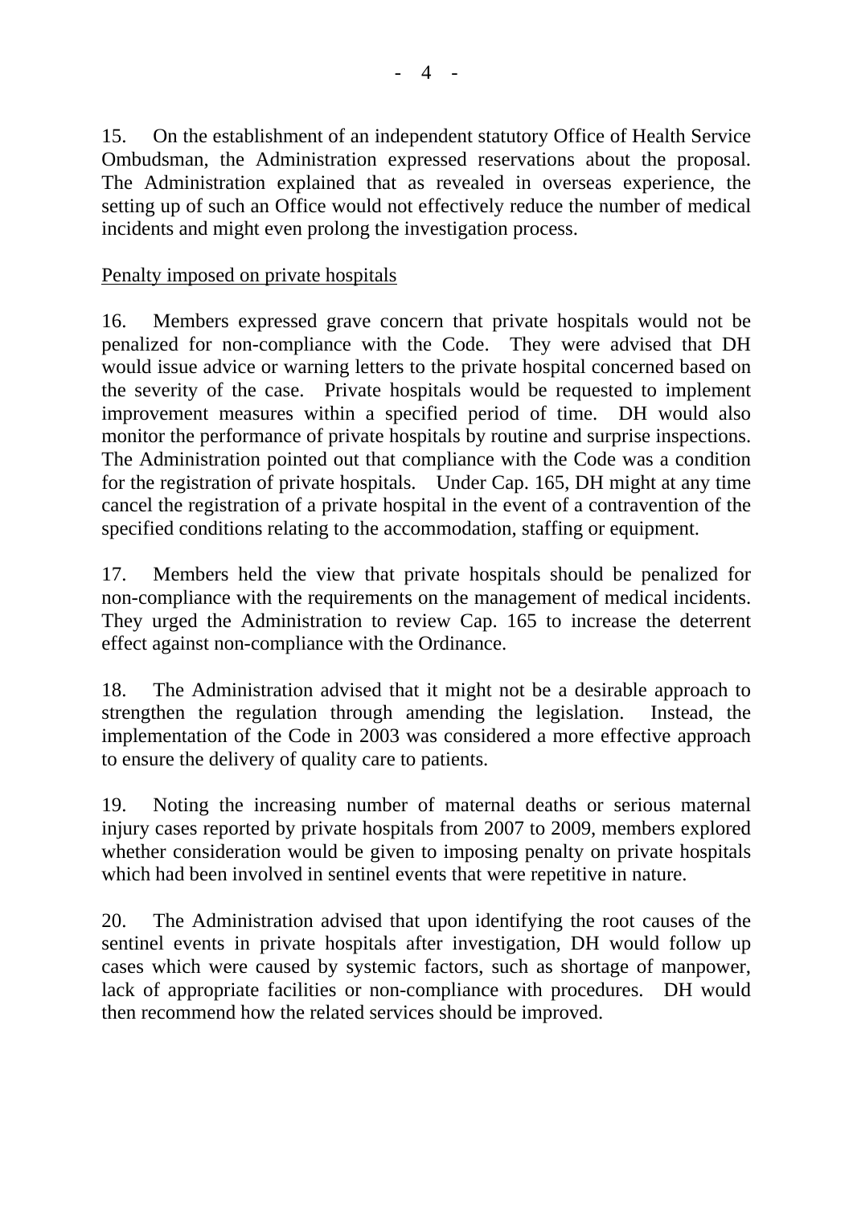15. On the establishment of an independent statutory Office of Health Service Ombudsman, the Administration expressed reservations about the proposal. The Administration explained that as revealed in overseas experience, the setting up of such an Office would not effectively reduce the number of medical incidents and might even prolong the investigation process.

<u>Penalty imposed on private hospitals</u>

16. Members expressed grave concern that private hospitals would not be penalized for non-compliance with the Code. They were advised that DH would issue advice or warning letters to the private hospital concerned based on the severity of the case. Private hospitals would be requested to implement improvement measures within a specified period of time. DH would also monitor the performance of private hospitals by routine and surprise inspections. The Administration pointed out that compliance with the Code was a condition for the registration of private hospitals. Under Cap. 165, DH might at any time cancel the registration of a private hospital in the event of a contravention of the specified conditions relating to the accommodation, staffing or equipment.

17. Members held the view that private hospitals should be penalized for non-compliance with the requirements on the management of medical incidents. They urged the Administration to review Cap. 165 to increase the deterrent effect against non-compliance with the Ordinance.

18. The Administration advised that it might not be a desirable approach to strengthen the regulation through amending the legislation. Instead, the implementation of the Code in 2003 was considered a more effective approach to ensure the delivery of quality care to patients.

19. Noting the increasing number of maternal deaths or serious maternal injury cases reported by private hospitals from 2007 to 2009, members explored whether consideration would be given to imposing penalty on private hospitals which had been involved in sentinel events that were repetitive in nature.

20. The Administration advised that upon identifying the root causes of the sentinel events in private hospitals after investigation, DH would follow up cases which were caused by systemic factors, such as shortage of manpower, lack of appropriate facilities or non-compliance with procedures. DH would then recommend how the related services should be improved.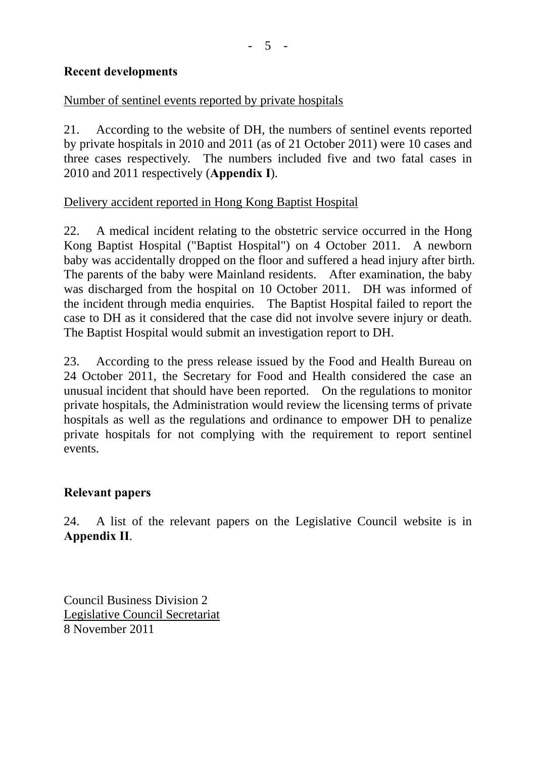## Recent developments

Number of sentinel events reported by private hospitals

21. According to the website of DH, the numbers of sentinel events reported by private hospitals in 2010 and 2011 (as of 21 October 2011) were 10 cases and three cases respectively. The numbers included five and two fatal cases in 2010 and 2011 respectively (**Appendix I**).

Delivery accident reported in Hong Kong Baptist Hospital

22. A medical incident relating to the obstetric service occurred in the Hong Kong Baptist Hospital ("Baptist Hospital") on 4 October 2011. A newborn baby was accidentally dropped on the floor and suffered a head injury after birth. The parents of the baby were Mainland residents. After examination, the baby was discharged from the hospital on 10 October 2011. DH was informed of the incident through media enquiries. The Baptist Hospital failed to report the case to DH as it considered that the case did not involve severe injury or death. The Baptist Hospital would submit an investigation report to DH.

23. According to the press release issued by the Food and Health Bureau on 24 October 2011, the Secretary for Food and Health considered the case an unusual incident that should have been reported. On the regulations to monitor private hospitals, the Administration would review the licensing terms of private hospitals as well as the regulations and ordinance to empower DH to penalize private hospitals for not complying with the requirement to report sentinel events.

## Relevant papers

24. A list of the relevant papers on the Legislative Council website is in **Appendix II**.

Council Business Division 2
Legislative Council Secretariat
8 November 2011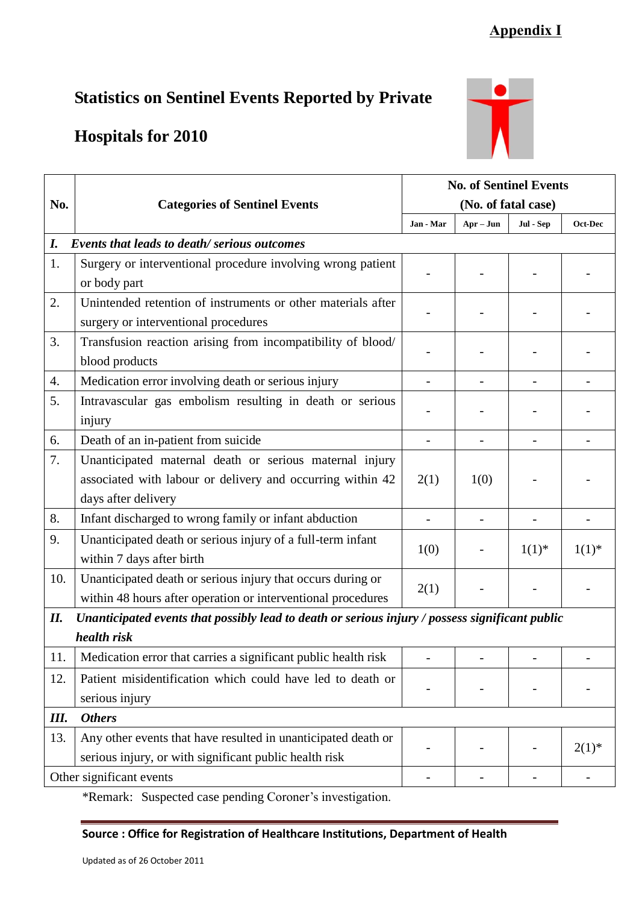**Appendix I**

# Statistics on Sentinel Events Reported by Private Hospitals for 2010

| No. | Categories of Sentinel Events | No. of Sentinel Events (No. of fatal case) | | | |
|---|---|---|---|---|---|
| | | Jan - Mar | Apr – Jun | Jul - Sep | Oct-Dec |
| ***I.*** | ***Events that leads to death/ serious outcomes*** | | | | |
| 1. | Surgery or interventional procedure involving wrong patient or body part | - | - | - | - |
| 2. | Unintended retention of instruments or other materials after surgery or interventional procedures | - | - | - | - |
| 3. | Transfusion reaction arising from incompatibility of blood/ blood products | - | - | - | - |
| 4. | Medication error involving death or serious injury | - | - | - | - |
| 5. | Intravascular gas embolism resulting in death or serious injury | - | - | - | - |
| 6. | Death of an in-patient from suicide | - | - | - | - |
| 7. | Unanticipated maternal death or serious maternal injury associated with labour or delivery and occurring within 42 days after delivery | 2(1) | 1(0) | - | - |
| 8. | Infant discharged to wrong family or infant abduction | - | - | - | - |
| 9. | Unanticipated death or serious injury of a full-term infant within 7 days after birth | 1(0) | - | 1(1)* | 1(1)* |
| 10. | Unanticipated death or serious injury that occurs during or within 48 hours after operation or interventional procedures | 2(1) | - | - | - |
| ***II.*** | ***Unanticipated events that possibly lead to death or serious injury / possess significant public health risk*** | | | | |
| 11. | Medication error that carries a significant public health risk | - | - | - | - |
| 12. | Patient misidentification which could have led to death or serious injury | - | - | - | - |
| ***III.*** | ***Others*** | | | | |
| 13. | Any other events that have resulted in unanticipated death or serious injury, or with significant public health risk | - | - | - | 2(1)* |
| Other significant events | | - | - | - | - |

*Remark: Suspected case pending Coroner's investigation.

**Source : Office for Registration of Healthcare Institutions, Department of Health**

Updated as of 26 October 2011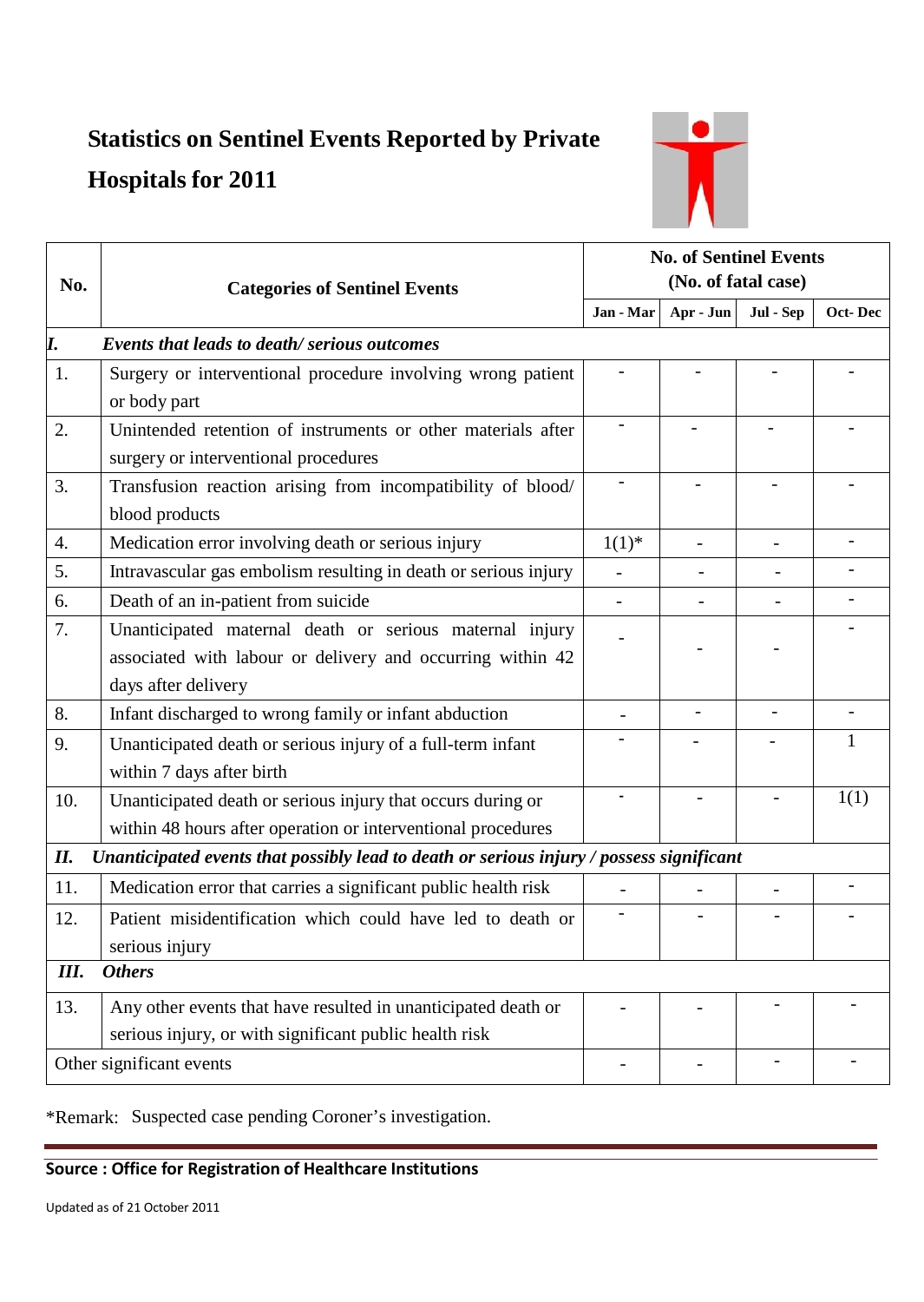# Statistics on Sentinel Events Reported by Private Hospitals for 2011

| No. | Categories of Sentinel Events | No. of Sentinel Events (No. of fatal case) | | | |
|---|---|---|---|---|---|
| | | Jan - Mar | Apr - Jun | Jul - Sep | Oct- Dec |
| ***I.*** | ***Events that leads to death/ serious outcomes*** | | | | |
| 1. | Surgery or interventional procedure involving wrong patient or body part | - | - | - | - |
| 2. | Unintended retention of instruments or other materials after surgery or interventional procedures | - | - | - | - |
| 3. | Transfusion reaction arising from incompatibility of blood/ blood products | - | - | - | - |
| 4. | Medication error involving death or serious injury | 1(1)* | - | - | - |
| 5. | Intravascular gas embolism resulting in death or serious injury | - | - | - | - |
| 6. | Death of an in-patient from suicide | - | - | - | - |
| 7. | Unanticipated maternal death or serious maternal injury associated with labour or delivery and occurring within 42 days after delivery | - | - | - | - |
| 8. | Infant discharged to wrong family or infant abduction | - | - | - | - |
| 9. | Unanticipated death or serious injury of a full-term infant within 7 days after birth | - | - | - | 1 |
| 10. | Unanticipated death or serious injury that occurs during or within 48 hours after operation or interventional procedures | - | - | - | 1(1) |
| ***II.*** | ***Unanticipated events that possibly lead to death or serious injury / possess significant*** | | | | |
| 11. | Medication error that carries a significant public health risk | - | - | - | - |
| 12. | Patient misidentification which could have led to death or serious injury | - | - | - | - |
| ***III.*** | ***Others*** | | | | |
| 13. | Any other events that have resulted in unanticipated death or serious injury, or with significant public health risk | - | - | - | - |
| Other significant events | | - | - | - | - |

*Remark: Suspected case pending Coroner's investigation.

**Source : Office for Registration of Healthcare Institutions**

Updated as of 21 October 2011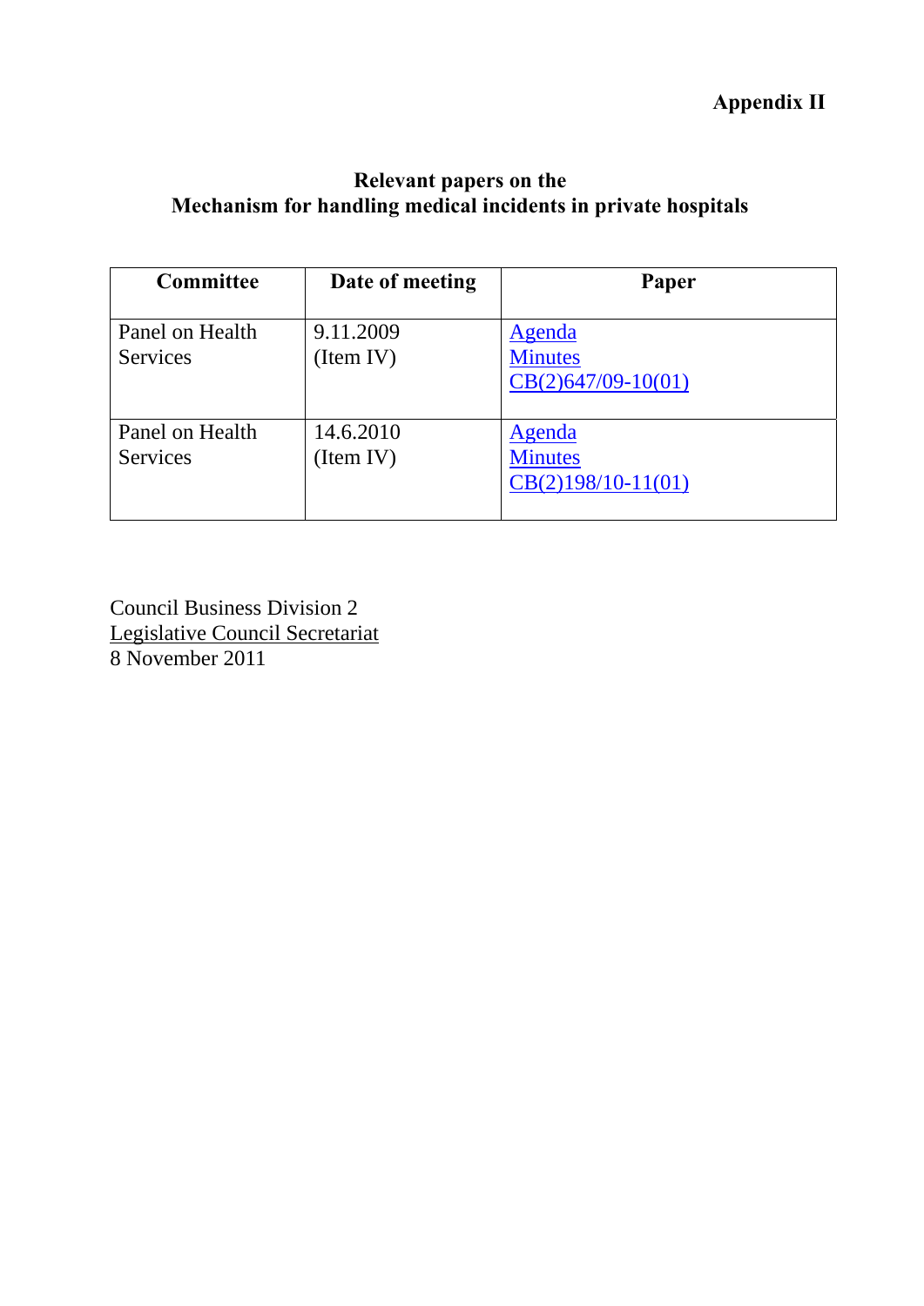**Appendix II**

**Relevant papers on the**
**Mechanism for handling medical incidents in private hospitals**

| Committee | Date of meeting | Paper |
|---|---|---|
| Panel on Health Services | 9.11.2009 (Item IV) | Agenda<br>Minutes<br>CB(2)647/09-10(01) |
| Panel on Health Services | 14.6.2010 (Item IV) | Agenda<br>Minutes<br>CB(2)198/10-11(01) |

Council Business Division 2
Legislative Council Secretariat
8 November 2011